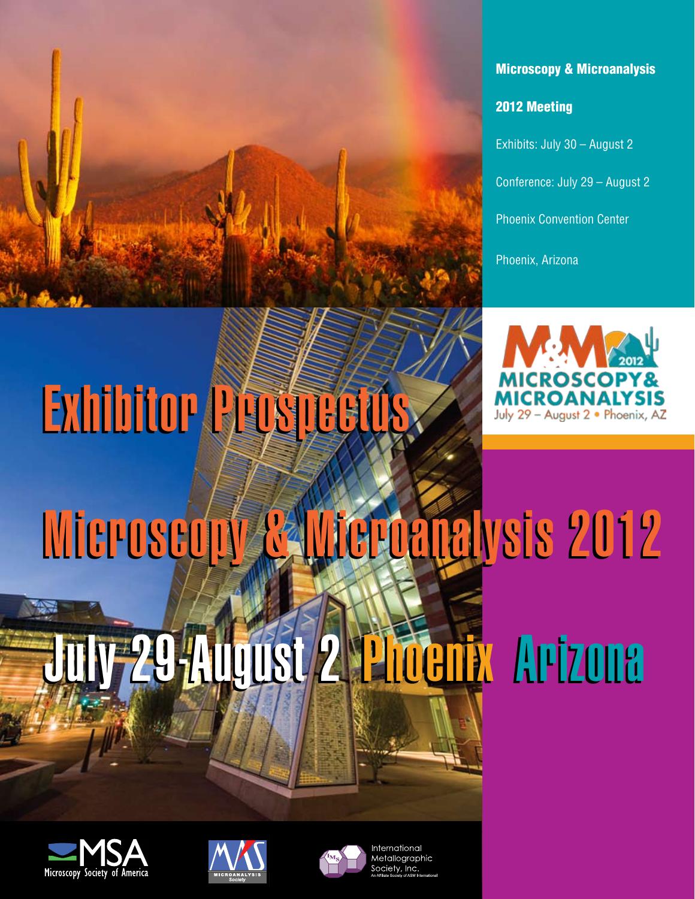**Microscopy & Microanalysis**

**2012 Meeting**

Exhibits: July 30 – August 2

Conference: July 29 – August 2

Phoenix Convention Center

Phoenix, Arizona

# Exhibitor Prospectus

# Microscopy & Microanalysis 2012

## July 29-August 2 Phoenix Arizona

MSA Microscopy Society of America

Microanalysis Society

International Metallographic Society, Inc.
An Affiliate Society of ASM International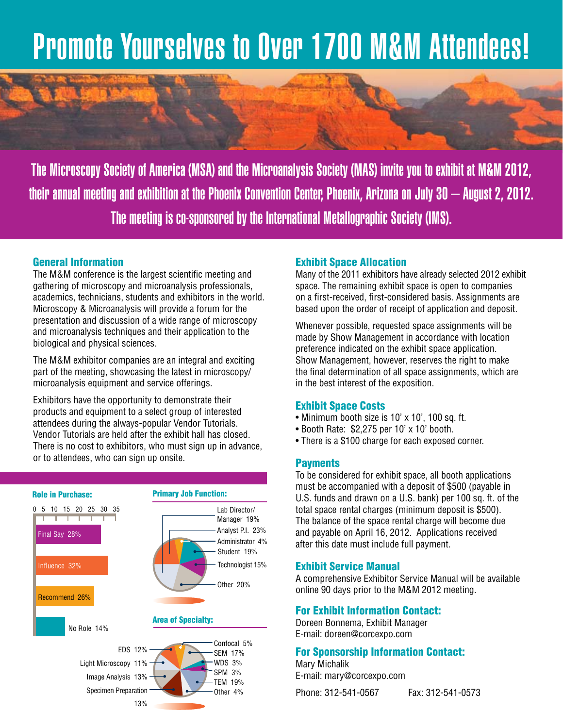#  Promote Yourselves to Over 1700 M&M Attendees!

**The Microscopy Society of America (MSA) and the Microanalysis Society (MAS) invite you to exhibit at M&M 2012, their annual meeting and exhibition at the Phoenix Convention Center, Phoenix, Arizona on July 30 – August 2, 2012. The meeting is co-sponsored by the International Metallographic Society (IMS).**

## General Information

The M&M conference is the largest scientific meeting and gathering of microscopy and microanalysis professionals, academics, technicians, students and exhibitors in the world. Microscopy & Microanalysis will provide a forum for the presentation and discussion of a wide range of microscopy and microanalysis techniques and their application to the biological and physical sciences.

The M&M exhibitor companies are an integral and exciting part of the meeting, showcasing the latest in microscopy/ microanalysis equipment and service offerings.

Exhibitors have the opportunity to demonstrate their products and equipment to a select group of interested attendees during the always-popular Vendor Tutorials. Vendor Tutorials are held after the exhibit hall has closed. There is no cost to exhibitors, who must sign up in advance, or to attendees, who can sign up onsite.

### Role in Purchase:

| Role | Percentage |
| --- | --- |
| Final Say | 28% |
| Influence | 32% |
| Recommend | 26% |
| No Role | 14% |

### Primary Job Function:

| Job Function | Percentage |
| --- | --- |
| Lab Director/ Manager | 19% |
| Analyst P.I. | 23% |
| Administrator | 4% |
| Student | 19% |
| Technologist | 15% |
| Other | 20% |

### Area of Specialty:

| Specialty | Percentage |
| --- | --- |
| EDS | 12% |
| Light Microscopy | 11% |
| Image Analysis | 13% |
| Specimen Preparation | 13% |
| Confocal | 5% |
| SEM | 17% |
| WDS | 3% |
| SPM | 3% |
| TEM | 19% |
| Other | 4% |

## Exhibit Space Allocation

Many of the 2011 exhibitors have already selected 2012 exhibit space. The remaining exhibit space is open to companies on a first-received, first-considered basis. Assignments are based upon the order of receipt of application and deposit.

Whenever possible, requested space assignments will be made by Show Management in accordance with location preference indicated on the exhibit space application. Show Management, however, reserves the right to make the final determination of all space assignments, which are in the best interest of the exposition.

## Exhibit Space Costs

- Minimum booth size is 10' x 10', 100 sq. ft.
- Booth Rate: $2,275 per 10' x 10' booth.
- There is a $100 charge for each exposed corner.

## Payments

To be considered for exhibit space, all booth applications must be accompanied with a deposit of $500 (payable in U.S. funds and drawn on a U.S. bank) per 100 sq. ft. of the total space rental charges (minimum deposit is $500). The balance of the space rental charge will become due and payable on April 16, 2012. Applications received after this date must include full payment.

## Exhibit Service Manual

A comprehensive Exhibitor Service Manual will be available online 90 days prior to the M&M 2012 meeting.

## For Exhibit Information Contact:

Doreen Bonnema, Exhibit Manager
E-mail: doreen@corcexpo.com

## For Sponsorship Information Contact:

Mary Michalik
E-mail: mary@corcexpo.com

Phone: 312-541-0567 Fax: 312-541-0573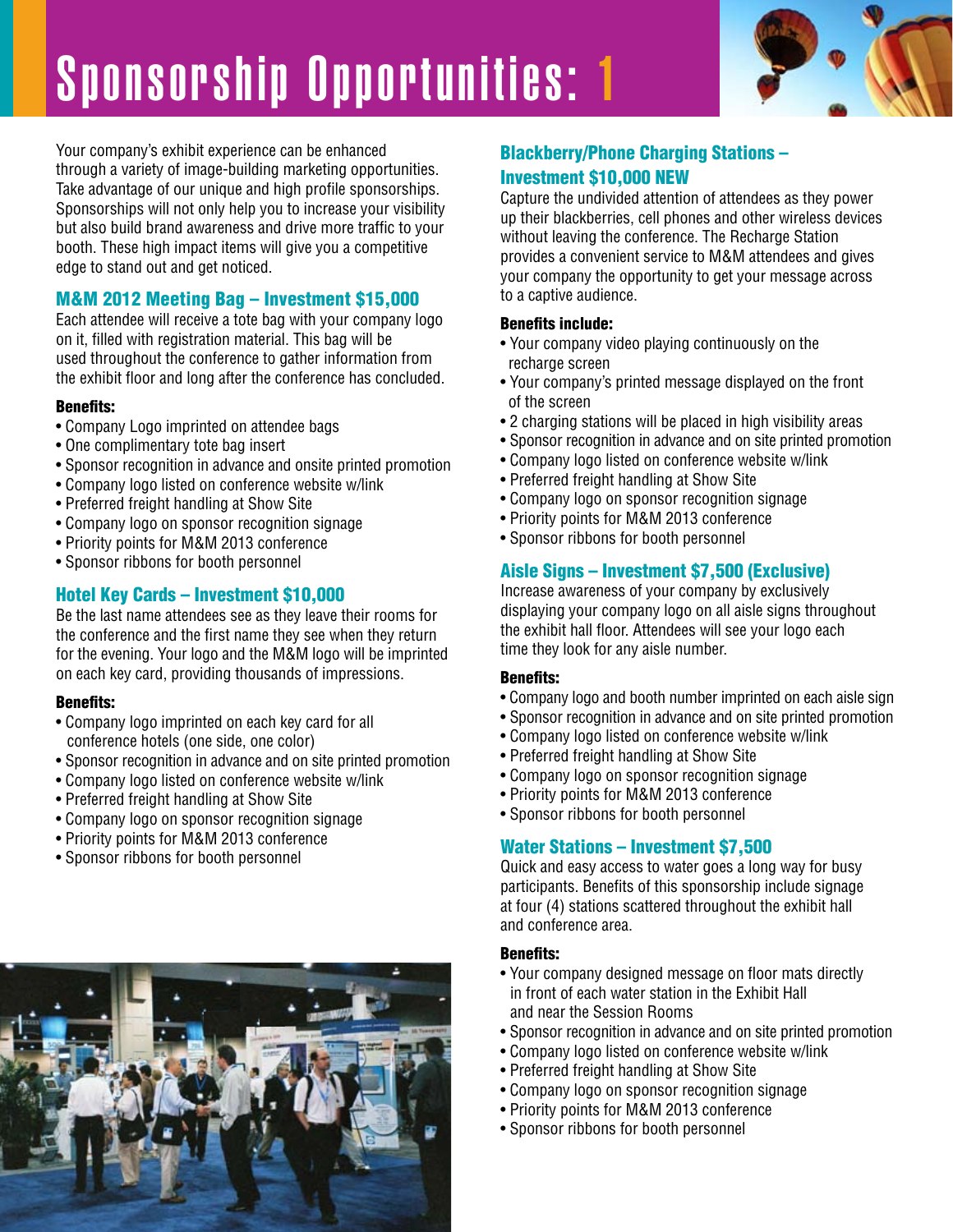# Sponsorship Opportunities: 1

Your company's exhibit experience can be enhanced through a variety of image-building marketing opportunities. Take advantage of our unique and high profile sponsorships. Sponsorships will not only help you to increase your visibility but also build brand awareness and drive more traffic to your booth. These high impact items will give you a competitive edge to stand out and get noticed.

## M&M 2012 Meeting Bag – Investment $15,000

Each attendee will receive a tote bag with your company logo on it, filled with registration material. This bag will be used throughout the conference to gather information from the exhibit floor and long after the conference has concluded.

**Benefits:**

- Company Logo imprinted on attendee bags
- One complimentary tote bag insert
- Sponsor recognition in advance and onsite printed promotion
- Company logo listed on conference website w/link
- Preferred freight handling at Show Site
- Company logo on sponsor recognition signage
- Priority points for M&M 2013 conference
- Sponsor ribbons for booth personnel

## Hotel Key Cards – Investment $10,000

Be the last name attendees see as they leave their rooms for the conference and the first name they see when they return for the evening. Your logo and the M&M logo will be imprinted on each key card, providing thousands of impressions.

**Benefits:**

- Company logo imprinted on each key card for all conference hotels (one side, one color)
- Sponsor recognition in advance and on site printed promotion
- Company logo listed on conference website w/link
- Preferred freight handling at Show Site
- Company logo on sponsor recognition signage
- Priority points for M&M 2013 conference
- Sponsor ribbons for booth personnel

## Blackberry/Phone Charging Stations – Investment $10,000 NEW

Capture the undivided attention of attendees as they power up their blackberries, cell phones and other wireless devices without leaving the conference. The Recharge Station provides a convenient service to M&M attendees and gives your company the opportunity to get your message across to a captive audience.

**Benefits include:**

- Your company video playing continuously on the recharge screen
- Your company's printed message displayed on the front of the screen
- 2 charging stations will be placed in high visibility areas
- Sponsor recognition in advance and on site printed promotion
- Company logo listed on conference website w/link
- Preferred freight handling at Show Site
- Company logo on sponsor recognition signage
- Priority points for M&M 2013 conference
- Sponsor ribbons for booth personnel

## Aisle Signs – Investment $7,500 (Exclusive)

Increase awareness of your company by exclusively displaying your company logo on all aisle signs throughout the exhibit hall floor. Attendees will see your logo each time they look for any aisle number.

**Benefits:**

- Company logo and booth number imprinted on each aisle sign
- Sponsor recognition in advance and on site printed promotion
- Company logo listed on conference website w/link
- Preferred freight handling at Show Site
- Company logo on sponsor recognition signage
- Priority points for M&M 2013 conference
- Sponsor ribbons for booth personnel

## Water Stations – Investment $7,500

Quick and easy access to water goes a long way for busy participants. Benefits of this sponsorship include signage at four (4) stations scattered throughout the exhibit hall and conference area.

**Benefits:**

- Your company designed message on floor mats directly in front of each water station in the Exhibit Hall and near the Session Rooms
- Sponsor recognition in advance and on site printed promotion
- Company logo listed on conference website w/link
- Preferred freight handling at Show Site
- Company logo on sponsor recognition signage
- Priority points for M&M 2013 conference
- Sponsor ribbons for booth personnel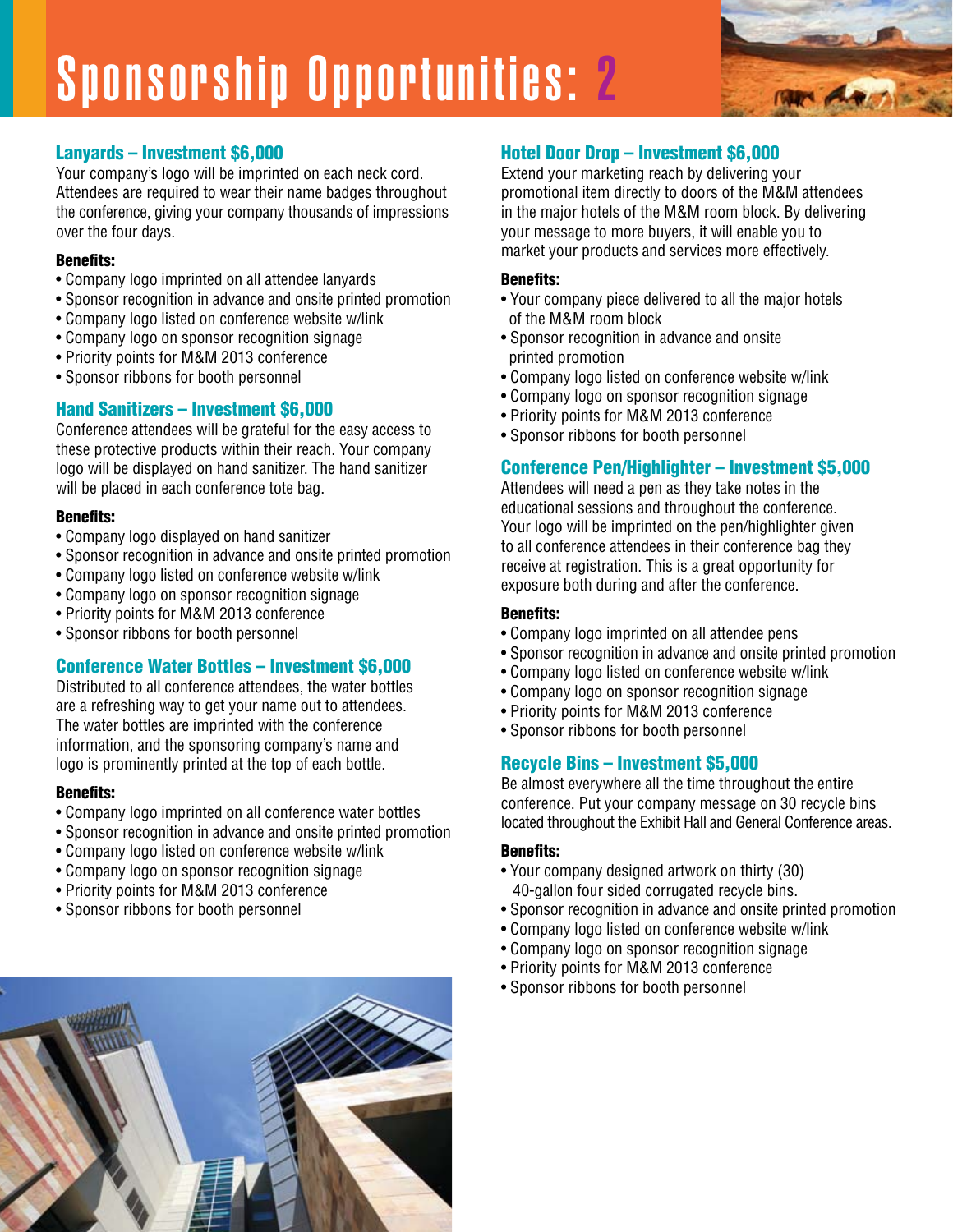# Sponsorship Opportunities: 2

### Lanyards – Investment $6,000

Your company's logo will be imprinted on each neck cord. Attendees are required to wear their name badges throughout the conference, giving your company thousands of impressions over the four days.

**Benefits:**

- Company logo imprinted on all attendee lanyards
- Sponsor recognition in advance and onsite printed promotion
- Company logo listed on conference website w/link
- Company logo on sponsor recognition signage
- Priority points for M&M 2013 conference
- Sponsor ribbons for booth personnel

### Hand Sanitizers – Investment $6,000

Conference attendees will be grateful for the easy access to these protective products within their reach. Your company logo will be displayed on hand sanitizer. The hand sanitizer will be placed in each conference tote bag.

**Benefits:**

- Company logo displayed on hand sanitizer
- Sponsor recognition in advance and onsite printed promotion
- Company logo listed on conference website w/link
- Company logo on sponsor recognition signage
- Priority points for M&M 2013 conference
- Sponsor ribbons for booth personnel

### Conference Water Bottles – Investment $6,000

Distributed to all conference attendees, the water bottles are a refreshing way to get your name out to attendees. The water bottles are imprinted with the conference information, and the sponsoring company's name and logo is prominently printed at the top of each bottle.

**Benefits:**

- Company logo imprinted on all conference water bottles
- Sponsor recognition in advance and onsite printed promotion
- Company logo listed on conference website w/link
- Company logo on sponsor recognition signage
- Priority points for M&M 2013 conference
- Sponsor ribbons for booth personnel

### Hotel Door Drop – Investment $6,000

Extend your marketing reach by delivering your promotional item directly to doors of the M&M attendees in the major hotels of the M&M room block. By delivering your message to more buyers, it will enable you to market your products and services more effectively.

**Benefits:**

- Your company piece delivered to all the major hotels of the M&M room block
- Sponsor recognition in advance and onsite printed promotion
- Company logo listed on conference website w/link
- Company logo on sponsor recognition signage
- Priority points for M&M 2013 conference
- Sponsor ribbons for booth personnel

### Conference Pen/Highlighter – Investment $5,000

Attendees will need a pen as they take notes in the educational sessions and throughout the conference. Your logo will be imprinted on the pen/highlighter given to all conference attendees in their conference bag they receive at registration. This is a great opportunity for exposure both during and after the conference.

**Benefits:**

- Company logo imprinted on all attendee pens
- Sponsor recognition in advance and onsite printed promotion
- Company logo listed on conference website w/link
- Company logo on sponsor recognition signage
- Priority points for M&M 2013 conference
- Sponsor ribbons for booth personnel

### Recycle Bins – Investment $5,000

Be almost everywhere all the time throughout the entire conference. Put your company message on 30 recycle bins located throughout the Exhibit Hall and General Conference areas.

**Benefits:**

- Your company designed artwork on thirty (30) 40-gallon four sided corrugated recycle bins.
- Sponsor recognition in advance and onsite printed promotion
- Company logo listed on conference website w/link
- Company logo on sponsor recognition signage
- Priority points for M&M 2013 conference
- Sponsor ribbons for booth personnel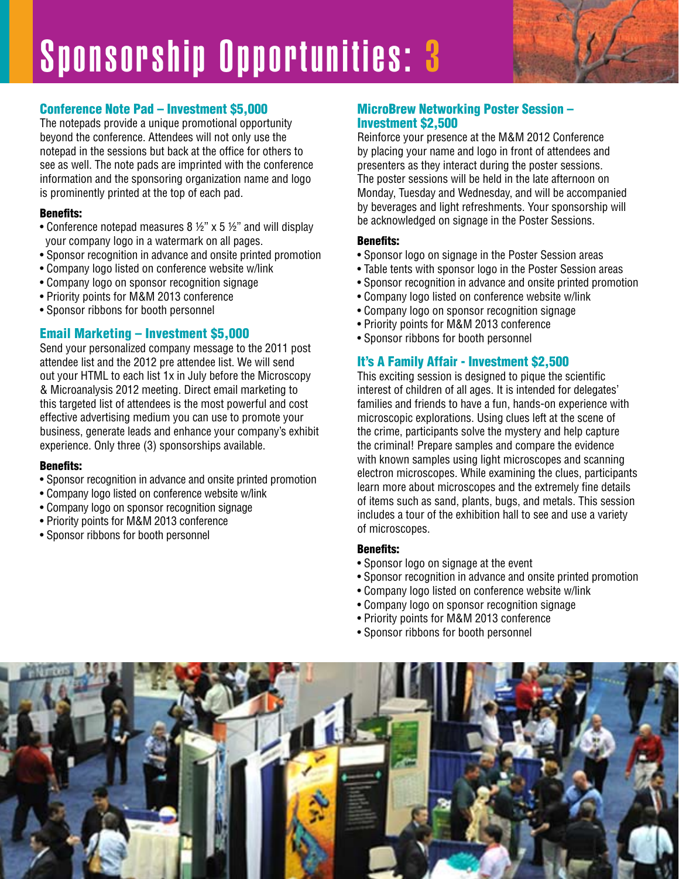# Sponsorship Opportunities: 3

## Conference Note Pad – Investment $5,000

The notepads provide a unique promotional opportunity beyond the conference. Attendees will not only use the notepad in the sessions but back at the office for others to see as well. The note pads are imprinted with the conference information and the sponsoring organization name and logo is prominently printed at the top of each pad.

**Benefits:**

- Conference notepad measures 8 ½" x 5 ½" and will display your company logo in a watermark on all pages.
- Sponsor recognition in advance and onsite printed promotion
- Company logo listed on conference website w/link
- Company logo on sponsor recognition signage
- Priority points for M&M 2013 conference
- Sponsor ribbons for booth personnel

## Email Marketing – Investment $5,000

Send your personalized company message to the 2011 post attendee list and the 2012 pre attendee list. We will send out your HTML to each list 1x in July before the Microscopy & Microanalysis 2012 meeting. Direct email marketing to this targeted list of attendees is the most powerful and cost effective advertising medium you can use to promote your business, generate leads and enhance your company's exhibit experience. Only three (3) sponsorships available.

**Benefits:**

- Sponsor recognition in advance and onsite printed promotion
- Company logo listed on conference website w/link
- Company logo on sponsor recognition signage
- Priority points for M&M 2013 conference
- Sponsor ribbons for booth personnel

## MicroBrew Networking Poster Session – Investment $2,500

Reinforce your presence at the M&M 2012 Conference by placing your name and logo in front of attendees and presenters as they interact during the poster sessions. The poster sessions will be held in the late afternoon on Monday, Tuesday and Wednesday, and will be accompanied by beverages and light refreshments. Your sponsorship will be acknowledged on signage in the Poster Sessions.

**Benefits:**

- Sponsor logo on signage in the Poster Session areas
- Table tents with sponsor logo in the Poster Session areas
- Sponsor recognition in advance and onsite printed promotion
- Company logo listed on conference website w/link
- Company logo on sponsor recognition signage
- Priority points for M&M 2013 conference
- Sponsor ribbons for booth personnel

## It's A Family Affair - Investment $2,500

This exciting session is designed to pique the scientific interest of children of all ages. It is intended for delegates' families and friends to have a fun, hands-on experience with microscopic explorations. Using clues left at the scene of the crime, participants solve the mystery and help capture the criminal! Prepare samples and compare the evidence with known samples using light microscopes and scanning electron microscopes. While examining the clues, participants learn more about microscopes and the extremely fine details of items such as sand, plants, bugs, and metals. This session includes a tour of the exhibition hall to see and use a variety of microscopes.

**Benefits:**

- Sponsor logo on signage at the event
- Sponsor recognition in advance and onsite printed promotion
- Company logo listed on conference website w/link
- Company logo on sponsor recognition signage
- Priority points for M&M 2013 conference
- Sponsor ribbons for booth personnel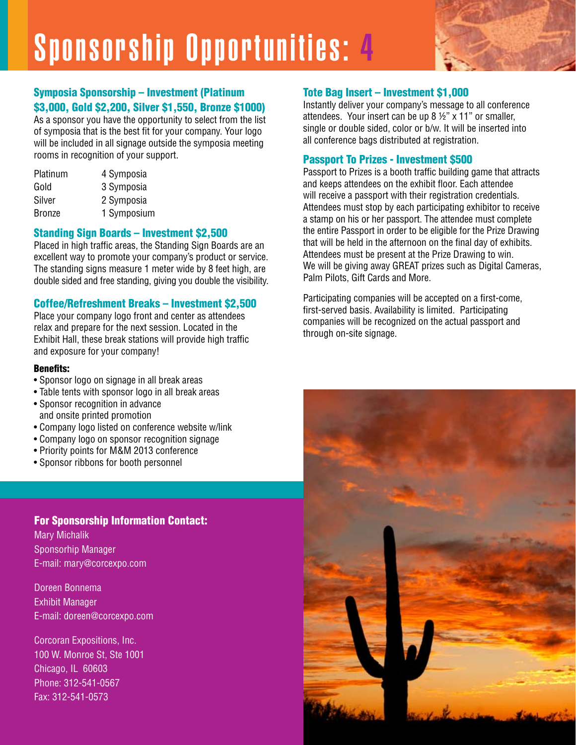# Sponsorship Opportunities: 4

### Symposia Sponsorship – Investment (Platinum $3,000, Gold $2,200, Silver $1,550, Bronze $1000)

As a sponsor you have the opportunity to select from the list of symposia that is the best fit for your company. Your logo will be included in all signage outside the symposia meeting rooms in recognition of your support.

| | |
|---|---|
| Platinum | 4 Symposia |
| Gold | 3 Symposia |
| Silver | 2 Symposia |
| Bronze | 1 Symposium |

### Standing Sign Boards – Investment $2,500

Placed in high traffic areas, the Standing Sign Boards are an excellent way to promote your company's product or service. The standing signs measure 1 meter wide by 8 feet high, are double sided and free standing, giving you double the visibility.

### Coffee/Refreshment Breaks – Investment $2,500

Place your company logo front and center as attendees relax and prepare for the next session. Located in the Exhibit Hall, these break stations will provide high traffic and exposure for your company!

**Benefits:**

- Sponsor logo on signage in all break areas
- Table tents with sponsor logo in all break areas
- Sponsor recognition in advance and onsite printed promotion
- Company logo listed on conference website w/link
- Company logo on sponsor recognition signage
- Priority points for M&M 2013 conference
- Sponsor ribbons for booth personnel

### Tote Bag Insert – Investment $1,000

Instantly deliver your company's message to all conference attendees. Your insert can be up 8 ½" x 11" or smaller, single or double sided, color or b/w. It will be inserted into all conference bags distributed at registration.

### Passport To Prizes - Investment $500

Passport to Prizes is a booth traffic building game that attracts and keeps attendees on the exhibit floor. Each attendee will receive a passport with their registration credentials. Attendees must stop by each participating exhibitor to receive a stamp on his or her passport. The attendee must complete the entire Passport in order to be eligible for the Prize Drawing that will be held in the afternoon on the final day of exhibits. Attendees must be present at the Prize Drawing to win. We will be giving away GREAT prizes such as Digital Cameras, Palm Pilots, Gift Cards and More.

Participating companies will be accepted on a first-come, first-served basis. Availability is limited. Participating companies will be recognized on the actual passport and through on-site signage.

### For Sponsorship Information Contact:

Mary Michalik
Sponsorhip Manager
E-mail: mary@corcexpo.com

Doreen Bonnema
Exhibit Manager
E-mail: doreen@corcexpo.com

Corcoran Expositions, Inc.
100 W. Monroe St, Ste 1001
Chicago, IL 60603
Phone: 312-541-0567
Fax: 312-541-0573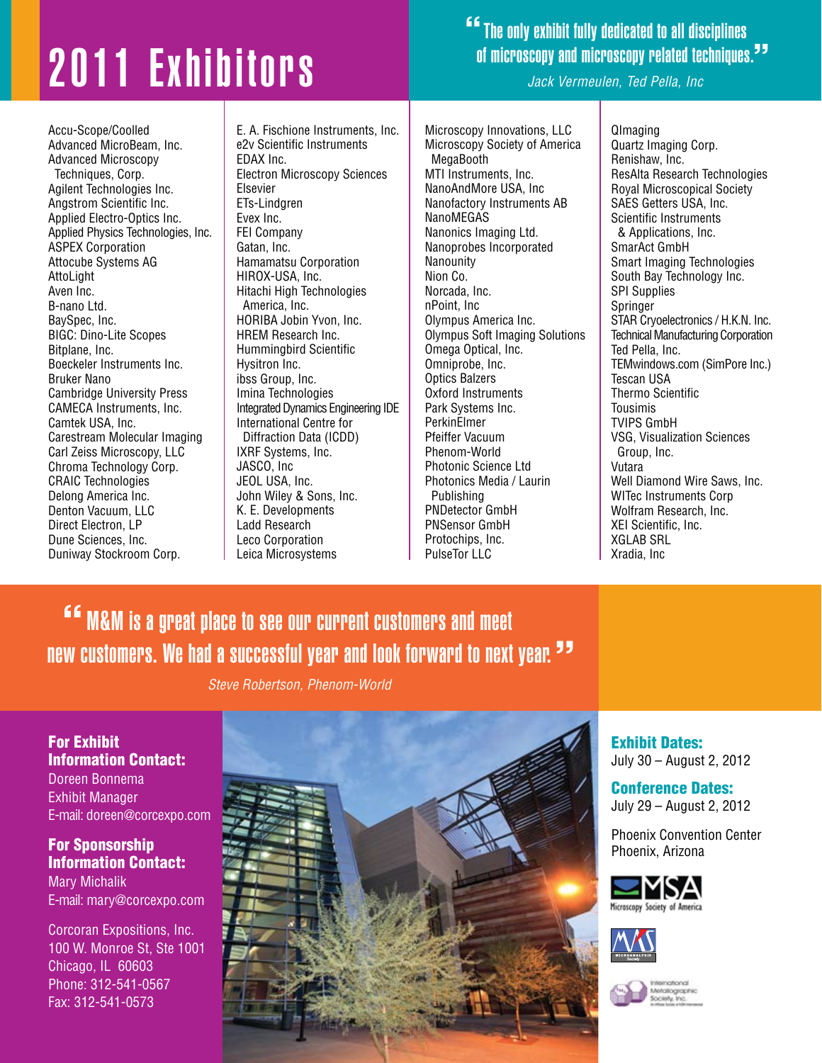# 2011 Exhibitors

> "The only exhibit fully dedicated to all disciplines of microscopy and microscopy related techniques."
>
> *Jack Vermeulen, Ted Pella, Inc*

Accu-Scope/Coolled
Advanced MicroBeam, Inc.
Advanced Microscopy Techniques, Corp.
Agilent Technologies Inc.
Angstrom Scientific Inc.
Applied Electro-Optics Inc.
Applied Physics Technologies, Inc.
ASPEX Corporation
Attocube Systems AG
AttoLight
Aven Inc.
B-nano Ltd.
BaySpec, Inc.
BIGC: Dino-Lite Scopes
Bitplane, Inc.
Boeckeler Instruments Inc.
Bruker Nano
Cambridge University Press
CAMECA Instruments, Inc.
Camtek USA, Inc.
Carestream Molecular Imaging
Carl Zeiss Microscopy, LLC
Chroma Technology Corp.
CRAIC Technologies
Delong America Inc.
Denton Vacuum, LLC
Direct Electron, LP
Dune Sciences, Inc.
Duniway Stockroom Corp.
E. A. Fischione Instruments, Inc.
e2v Scientific Instruments
EDAX Inc.
Electron Microscopy Sciences
Elsevier
ETs-Lindgren
Evex Inc.
FEI Company
Gatan, Inc.
Hamamatsu Corporation
HIROX-USA, Inc.
Hitachi High Technologies America, Inc.
HORIBA Jobin Yvon, Inc.
HREM Research Inc.
Hummingbird Scientific
Hysitron Inc.
ibss Group, Inc.
Imina Technologies
Integrated Dynamics Engineering IDE
International Centre for Diffraction Data (ICDD)
IXRF Systems, Inc.
JASCO, Inc
JEOL USA, Inc.
John Wiley & Sons, Inc.
K. E. Developments
Ladd Research
Leco Corporation
Leica Microsystems
Microscopy Innovations, LLC
Microscopy Society of America MegaBooth
MTI Instruments, Inc.
NanoAndMore USA, Inc
Nanofactory Instruments AB
NanoMEGAS
Nanonics Imaging Ltd.
Nanoprobes Incorporated
Nanounity
Nion Co.
Norcada, Inc.
nPoint, Inc
Olympus America Inc.
Olympus Soft Imaging Solutions
Omega Optical, Inc.
Omniprobe, Inc.
Optics Balzers
Oxford Instruments
Park Systems Inc.
PerkinElmer
Pfeiffer Vacuum
Phenom-World
Photonic Science Ltd
Photonics Media / Laurin Publishing
PNDetector GmbH
PNSensor GmbH
Protochips, Inc.
PulseTor LLC
QImaging
Quartz Imaging Corp.
Renishaw, Inc.
ResAlta Research Technologies
Royal Microscopical Society
SAES Getters USA, Inc.
Scientific Instruments & Applications, Inc.
SmarAct GmbH
Smart Imaging Technologies
South Bay Technology Inc.
SPI Supplies
Springer
STAR Cryoelectronics / H.K.N. Inc.
Technical Manufacturing Corporation
Ted Pella, Inc.
TEMwindows.com (SimPore Inc.)
Tescan USA
Thermo Scientific
Tousimis
TVIPS GmbH
VSG, Visualization Sciences Group, Inc.
Vutara
Well Diamond Wire Saws, Inc.
WITec Instruments Corp
Wolfram Research, Inc.
XEI Scientific, Inc.
XGLAB SRL
Xradia, Inc

> "M&M is a great place to see our current customers and meet new customers. We had a successful year and look forward to next year."
>
> *Steve Robertson, Phenom-World*

**For Exhibit Information Contact:**
Doreen Bonnema
Exhibit Manager
E-mail: doreen@corcexpo.com

**For Sponsorship Information Contact:**
Mary Michalik
E-mail: mary@corcexpo.com

Corcoran Expositions, Inc.
100 W. Monroe St, Ste 1001
Chicago, IL 60603
Phone: 312-541-0567
Fax: 312-541-0573

**Exhibit Dates:**
July 30 – August 2, 2012

**Conference Dates:**
July 29 – August 2, 2012

Phoenix Convention Center
Phoenix, Arizona

MSA Microscopy Society of America

MAS Microanalysis Society

International Metallographic Society, Inc.